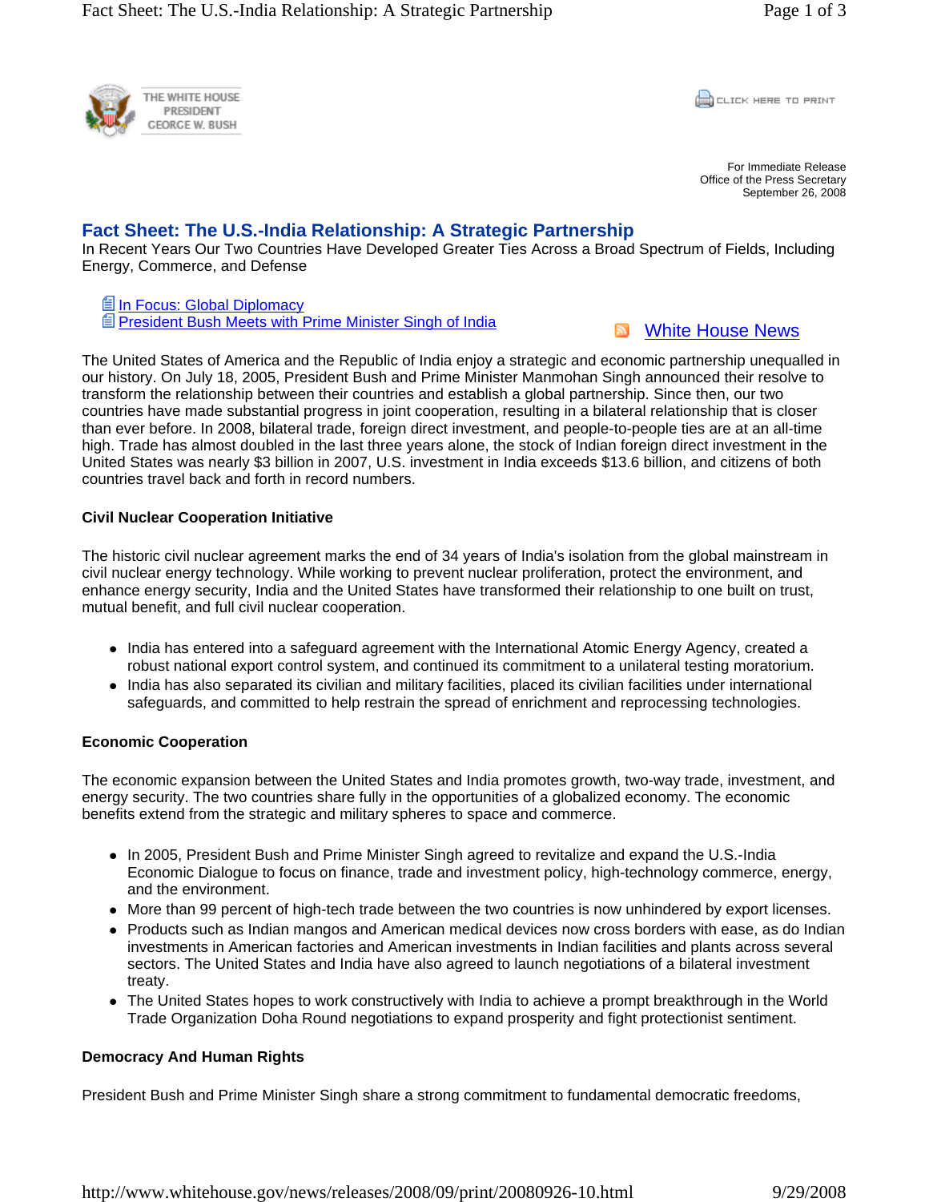THE WHITE HOUSE
PRESIDENT
GEORGE W. BUSH

CLICK HERE TO PRINT

For Immediate Release
Office of the Press Secretary
September 26, 2008

# Fact Sheet: The U.S.-India Relationship: A Strategic Partnership

In Recent Years Our Two Countries Have Developed Greater Ties Across a Broad Spectrum of Fields, Including Energy, Commerce, and Defense

- In Focus: Global Diplomacy
- President Bush Meets with Prime Minister Singh of India

White House News

The United States of America and the Republic of India enjoy a strategic and economic partnership unequalled in our history. On July 18, 2005, President Bush and Prime Minister Manmohan Singh announced their resolve to transform the relationship between their countries and establish a global partnership. Since then, our two countries have made substantial progress in joint cooperation, resulting in a bilateral relationship that is closer than ever before. In 2008, bilateral trade, foreign direct investment, and people-to-people ties are at an all-time high. Trade has almost doubled in the last three years alone, the stock of Indian foreign direct investment in the United States was nearly $3 billion in 2007, U.S. investment in India exceeds $13.6 billion, and citizens of both countries travel back and forth in record numbers.

**Civil Nuclear Cooperation Initiative**

The historic civil nuclear agreement marks the end of 34 years of India's isolation from the global mainstream in civil nuclear energy technology. While working to prevent nuclear proliferation, protect the environment, and enhance energy security, India and the United States have transformed their relationship to one built on trust, mutual benefit, and full civil nuclear cooperation.

- India has entered into a safeguard agreement with the International Atomic Energy Agency, created a robust national export control system, and continued its commitment to a unilateral testing moratorium.
- India has also separated its civilian and military facilities, placed its civilian facilities under international safeguards, and committed to help restrain the spread of enrichment and reprocessing technologies.

**Economic Cooperation**

The economic expansion between the United States and India promotes growth, two-way trade, investment, and energy security. The two countries share fully in the opportunities of a globalized economy. The economic benefits extend from the strategic and military spheres to space and commerce.

- In 2005, President Bush and Prime Minister Singh agreed to revitalize and expand the U.S.-India Economic Dialogue to focus on finance, trade and investment policy, high-technology commerce, energy, and the environment.
- More than 99 percent of high-tech trade between the two countries is now unhindered by export licenses.
- Products such as Indian mangos and American medical devices now cross borders with ease, as do Indian investments in American factories and American investments in Indian facilities and plants across several sectors. The United States and India have also agreed to launch negotiations of a bilateral investment treaty.
- The United States hopes to work constructively with India to achieve a prompt breakthrough in the World Trade Organization Doha Round negotiations to expand prosperity and fight protectionist sentiment.

**Democracy And Human Rights**

President Bush and Prime Minister Singh share a strong commitment to fundamental democratic freedoms,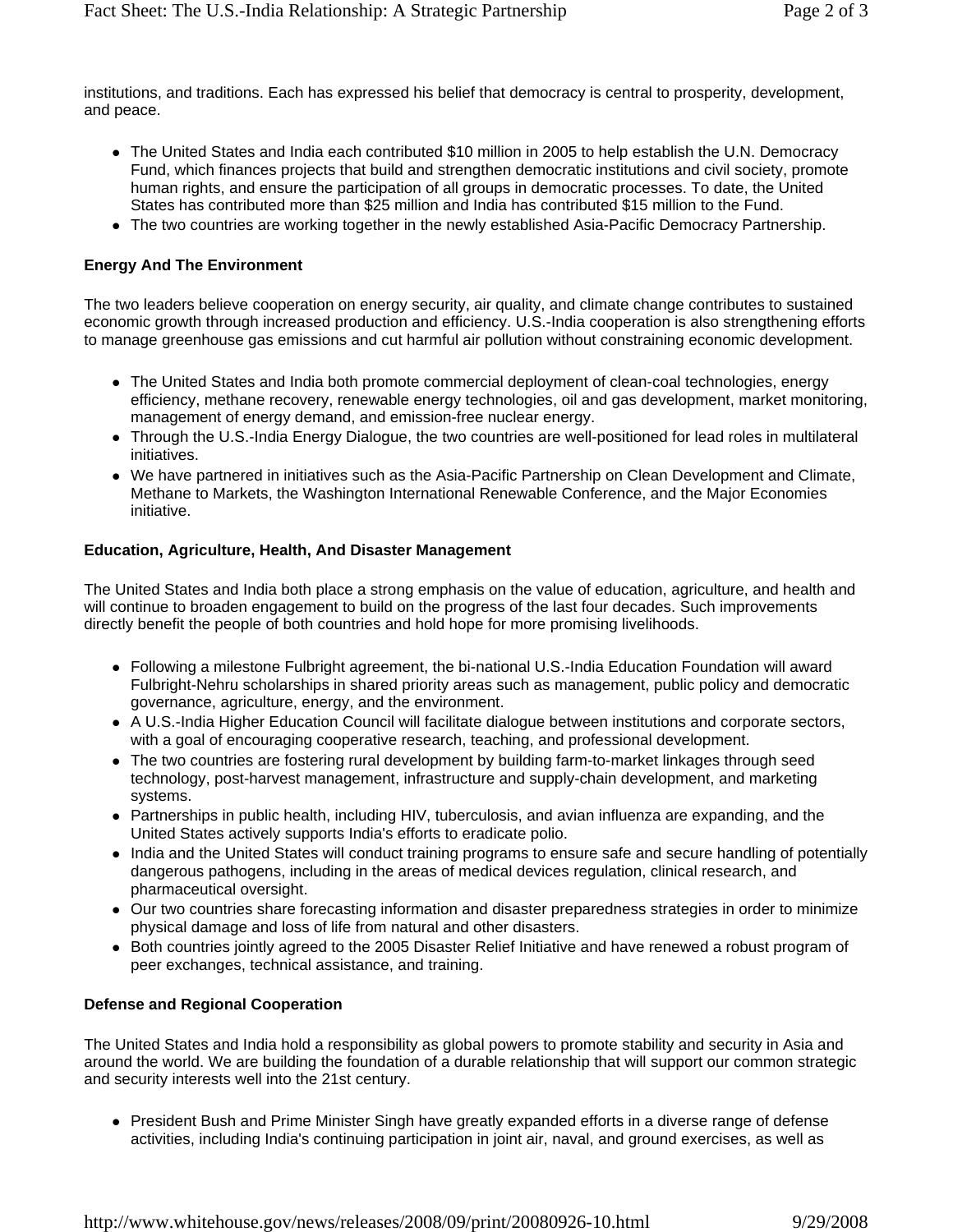institutions, and traditions. Each has expressed his belief that democracy is central to prosperity, development, and peace.

- The United States and India each contributed $10 million in 2005 to help establish the U.N. Democracy Fund, which finances projects that build and strengthen democratic institutions and civil society, promote human rights, and ensure the participation of all groups in democratic processes. To date, the United States has contributed more than $25 million and India has contributed $15 million to the Fund.
- The two countries are working together in the newly established Asia-Pacific Democracy Partnership.

**Energy And The Environment**

The two leaders believe cooperation on energy security, air quality, and climate change contributes to sustained economic growth through increased production and efficiency. U.S.-India cooperation is also strengthening efforts to manage greenhouse gas emissions and cut harmful air pollution without constraining economic development.

- The United States and India both promote commercial deployment of clean-coal technologies, energy efficiency, methane recovery, renewable energy technologies, oil and gas development, market monitoring, management of energy demand, and emission-free nuclear energy.
- Through the U.S.-India Energy Dialogue, the two countries are well-positioned for lead roles in multilateral initiatives.
- We have partnered in initiatives such as the Asia-Pacific Partnership on Clean Development and Climate, Methane to Markets, the Washington International Renewable Conference, and the Major Economies initiative.

**Education, Agriculture, Health, And Disaster Management**

The United States and India both place a strong emphasis on the value of education, agriculture, and health and will continue to broaden engagement to build on the progress of the last four decades. Such improvements directly benefit the people of both countries and hold hope for more promising livelihoods.

- Following a milestone Fulbright agreement, the bi-national U.S.-India Education Foundation will award Fulbright-Nehru scholarships in shared priority areas such as management, public policy and democratic governance, agriculture, energy, and the environment.
- A U.S.-India Higher Education Council will facilitate dialogue between institutions and corporate sectors, with a goal of encouraging cooperative research, teaching, and professional development.
- The two countries are fostering rural development by building farm-to-market linkages through seed technology, post-harvest management, infrastructure and supply-chain development, and marketing systems.
- Partnerships in public health, including HIV, tuberculosis, and avian influenza are expanding, and the United States actively supports India's efforts to eradicate polio.
- India and the United States will conduct training programs to ensure safe and secure handling of potentially dangerous pathogens, including in the areas of medical devices regulation, clinical research, and pharmaceutical oversight.
- Our two countries share forecasting information and disaster preparedness strategies in order to minimize physical damage and loss of life from natural and other disasters.
- Both countries jointly agreed to the 2005 Disaster Relief Initiative and have renewed a robust program of peer exchanges, technical assistance, and training.

**Defense and Regional Cooperation**

The United States and India hold a responsibility as global powers to promote stability and security in Asia and around the world. We are building the foundation of a durable relationship that will support our common strategic and security interests well into the 21st century.

- President Bush and Prime Minister Singh have greatly expanded efforts in a diverse range of defense activities, including India's continuing participation in joint air, naval, and ground exercises, as well as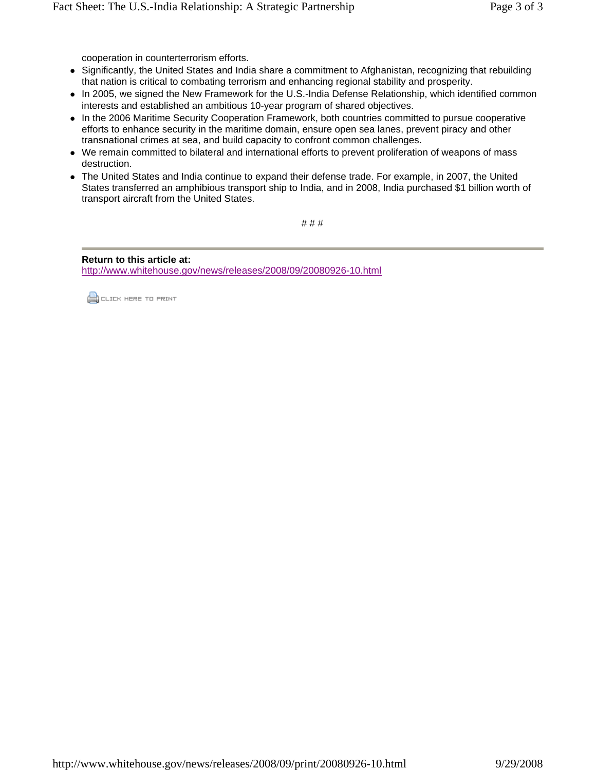cooperation in counterterrorism efforts.

- Significantly, the United States and India share a commitment to Afghanistan, recognizing that rebuilding that nation is critical to combating terrorism and enhancing regional stability and prosperity.
- In 2005, we signed the New Framework for the U.S.-India Defense Relationship, which identified common interests and established an ambitious 10-year program of shared objectives.
- In the 2006 Maritime Security Cooperation Framework, both countries committed to pursue cooperative efforts to enhance security in the maritime domain, ensure open sea lanes, prevent piracy and other transnational crimes at sea, and build capacity to confront common challenges.
- We remain committed to bilateral and international efforts to prevent proliferation of weapons of mass destruction.
- The United States and India continue to expand their defense trade. For example, in 2007, the United States transferred an amphibious transport ship to India, and in 2008, India purchased $1 billion worth of transport aircraft from the United States.

# # #

---

**Return to this article at:**
http://www.whitehouse.gov/news/releases/2008/09/20080926-10.html

CLICK HERE TO PRINT